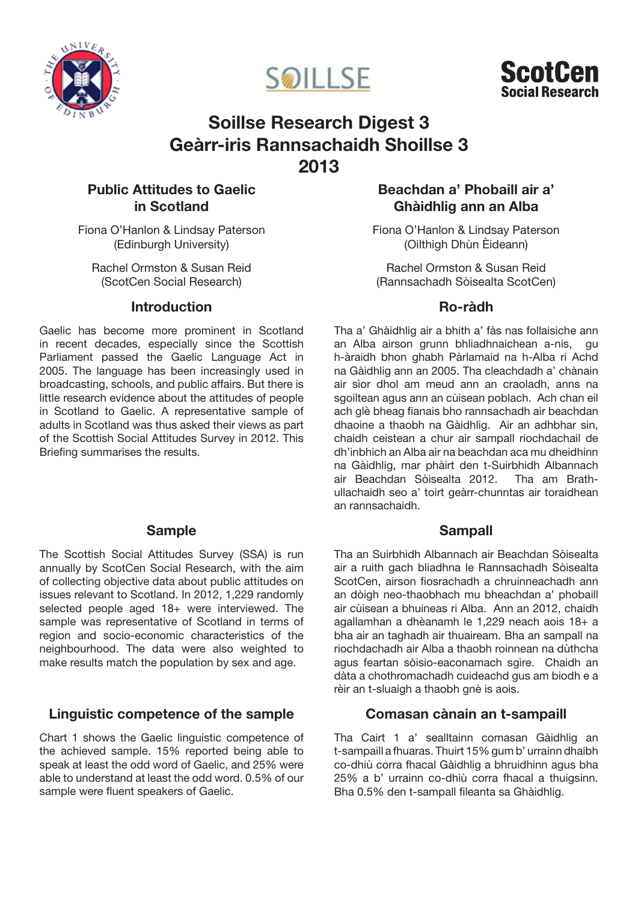# Soillse Research Digest 3
# Geàrr-iris Rannsachaidh Shoillse 3
# 2013

## Public Attitudes to Gaelic in Scotland

Fiona O'Hanlon & Lindsay Paterson
(Edinburgh University)

Rachel Ormston & Susan Reid
(ScotCen Social Research)

### Introduction

Gaelic has become more prominent in Scotland in recent decades, especially since the Scottish Parliament passed the Gaelic Language Act in 2005. The language has been increasingly used in broadcasting, schools, and public affairs. But there is little research evidence about the attitudes of people in Scotland to Gaelic. A representative sample of adults in Scotland was thus asked their views as part of the Scottish Social Attitudes Survey in 2012. This Briefing summarises the results.

### Sample

The Scottish Social Attitudes Survey (SSA) is run annually by ScotCen Social Research, with the aim of collecting objective data about public attitudes on issues relevant to Scotland. In 2012, 1,229 randomly selected people aged 18+ were interviewed. The sample was representative of Scotland in terms of region and socio-economic characteristics of the neighbourhood. The data were also weighted to make results match the population by sex and age.

### Linguistic competence of the sample

Chart 1 shows the Gaelic linguistic competence of the achieved sample. 15% reported being able to speak at least the odd word of Gaelic, and 25% were able to understand at least the odd word. 0.5% of our sample were fluent speakers of Gaelic.

## Beachdan a' Phobaill air a' Ghàidhlig ann an Alba

Fiona O'Hanlon & Lindsay Paterson
(Oilthigh Dhùn Èideann)

Rachel Ormston & Susan Reid
(Rannsachadh Sòisealta ScotCen)

### Ro-ràdh

Tha a' Ghàidhlig air a bhith a' fàs nas follaisiche ann an Alba airson grunn bhliadhnaichean a-nis, gu h-àraidh bhon ghabh Pàrlamaid na h-Alba ri Achd na Gàidhlig ann an 2005. Tha cleachdadh a' chànain air sìor dhol am meud ann an craoladh, anns na sgoiltean agus ann an cùisean poblach. Ach chan eil ach glè bheag fianais bho rannsachadh air beachdan dhaoine a thaobh na Gàidhlig. Air an adhbhar sin, chaidh ceistean a chur air sampall riochdachail de dh'inbhich an Alba air na beachdan aca mu dheidhinn na Gàidhlig, mar phàirt den t-Suirbhidh Albannach air Beachdan Sòisealta 2012. Tha am Brath-ullachaidh seo a' toirt geàrr-chunntas air toraidhean an rannsachaidh.

### Sampall

Tha an Suirbhidh Albannach air Beachdan Sòisealta air a ruith gach bliadhna le Rannsachadh Sòisealta ScotCen, airson fiosrachadh a chruinneachadh ann an dòigh neo-thaobhach mu bheachdan a' phobaill air cùisean a bhuineas ri Alba. Ann an 2012, chaidh agallamhan a dhèanamh le 1,229 neach aois 18+ a bha air an taghadh air thuaiream. Bha an sampall na riochdachadh air Alba a thaobh roinnean na dùthcha agus feartan sòisio-eaconamach sgìre. Chaidh an dàta a chothromachadh cuideachd gus am biodh e a rèir an t-sluaigh a thaobh gnè is aois.

### Comasan cànain an t-sampaill

Tha Cairt 1 a' sealltainn comasan Gàidhlig an t-sampaill a fhuaras. Thuirt 15% gum b' urrainn dhaibh co-dhiù corra fhacal Gàidhlig a bhruidhinn agus bha 25% a b' urrainn co-dhiù corra fhacal a thuigsinn. Bha 0.5% den t-sampall fileanta sa Ghàidhlig.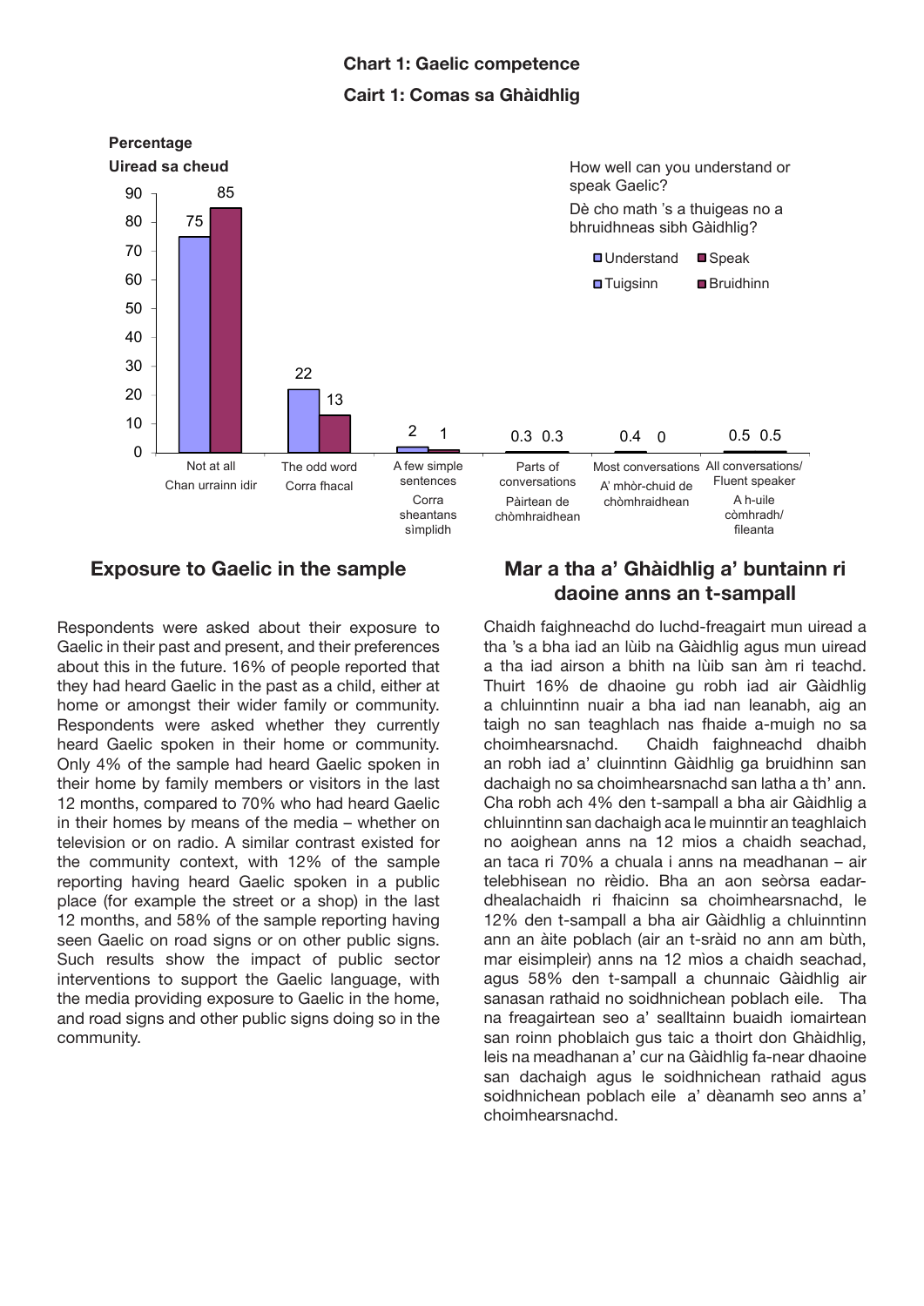**Chart 1: Gaelic competence**

**Cairt 1: Comas sa Ghàidhlig**

How well can you understand or speak Gaelic?
Dè cho math 's a thuigeas no a bhruidhneas sibh Gàidhlig?

| Percentage / Uiread sa cheud | Understand / Tuigsinn | Speak / Bruidhinn |
| --- | --- | --- |
| Not at all / Chan urrainn idir | 75 | 85 |
| The odd word / Corra fhacal | 22 | 13 |
| A few simple sentences / Corra sheantans sìmplidh | 2 | 1 |
| Parts of conversations / Pàirtean de chòmhraidhean | 0.3 | 0.3 |
| Most conversations / A' mhòr-chuid de chòmhraidhean | 0.4 | 0 |
| All conversations/ Fluent speaker / A h-uile còmhradh/ fileanta | 0.5 | 0.5 |

## Exposure to Gaelic in the sample

Respondents were asked about their exposure to Gaelic in their past and present, and their preferences about this in the future. 16% of people reported that they had heard Gaelic as a child, either at home or amongst their wider family or community. Respondents were asked whether they currently heard Gaelic spoken in their home or community. Only 4% of the sample had heard Gaelic spoken in their home by family members or visitors in the last 12 months, compared to 70% who had heard Gaelic in their homes by means of the media – whether on television or on radio. A similar contrast existed for the community context, with 12% of the sample reporting having heard Gaelic spoken in a public place (for example the street or a shop) in the last 12 months, and 58% of the sample reporting having seen Gaelic on road signs or on other public signs. Such results show the impact of public sector interventions to support the Gaelic language, with the media providing exposure to Gaelic in the home, and road signs and other public signs doing so in the community.

## Mar a tha a' Ghàidhlig a' buntainn ri daoine anns an t-sampall

Chaidh faighneachd do luchd-freagairt mun uiread a tha 's a bha iad an lùib na Gàidhlig agus mun uiread a tha iad airson a bhith na lùib san àm ri teachd. Thuirt 16% de dhaoine gu robh iad air Gàidhlig a chluinntinn nuair a bha iad nan leanabh, aig an taigh no san teaghlach nas fhaide a-muigh no sa choimhearsnachd. Chaidh faighneachd dhaibh an robh iad a' cluinntinn Gàidhlig ga bruidhinn san dachaigh no sa choimhearsnachd san latha a th' ann. Cha robh ach 4% den t-sampall a bha air Gàidhlig a chluinntinn san dachaigh aca le muinntir an teaghlaich no aoighean anns na 12 mios a chaidh seachad, an taca ri 70% a chuala i anns na meadhanan – air telebhisean no rèidio. Bha an aon seòrsa eadar-dhealachaidh ri fhaicinn sa choimhearsnachd, le 12% den t-sampall a bha air Gàidhlig a chluinntinn ann an àite poblach (air an t-sràid no ann am bùth, mar eisimpleir) anns na 12 mìos a chaidh seachad, agus 58% den t-sampall a chunnaic Gàidhlig air sanasan rathaid no soidhnichean poblach eile. Tha na freagairtean seo a' sealltainn buaidh iomairtean san roinn phoblaich gus taic a thoirt don Ghàidhlig, leis na meadhanan a' cur na Gàidhlig fa-near dhaoine san dachaigh agus le soidhnichean rathaid agus soidhnichean poblach eile a' dèanamh seo anns a' choimhearsnachd.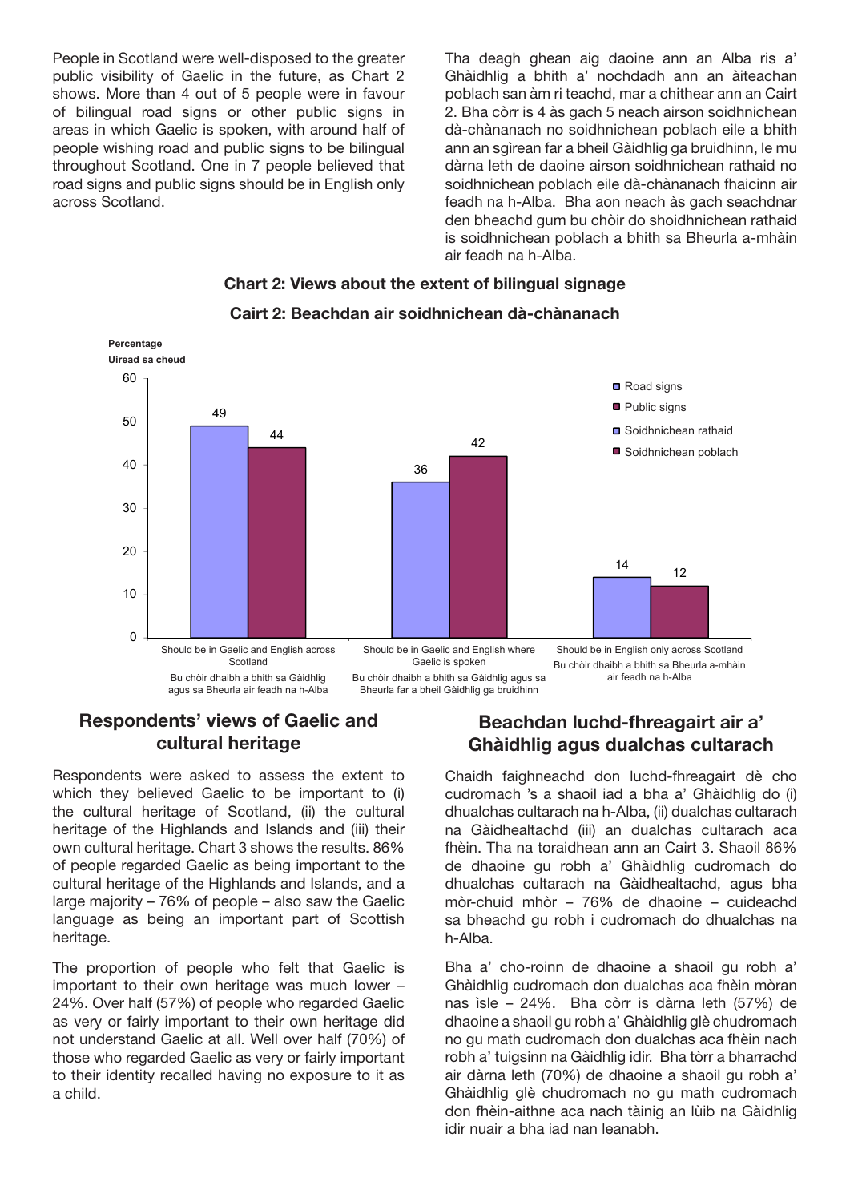People in Scotland were well-disposed to the greater public visibility of Gaelic in the future, as Chart 2 shows. More than 4 out of 5 people were in favour of bilingual road signs or other public signs in areas in which Gaelic is spoken, with around half of people wishing road and public signs to be bilingual throughout Scotland. One in 7 people believed that road signs and public signs should be in English only across Scotland.

Tha deagh ghean aig daoine ann an Alba ris a' Ghàidhlig a bhith a' nochdadh ann an àiteachan poblach san àm ri teachd, mar a chithear ann an Cairt 2. Bha còrr is 4 às gach 5 neach airson soidhnichean dà-chànanach no soidhnichean poblach eile a bhith ann an sgìrean far a bheil Gàidhlig ga bruidhinn, le mu dàrna leth de daoine airson soidhnichean rathaid no soidhnichean poblach eile dà-chànanach fhaicinn air feadh na h-Alba. Bha aon neach às gach seachdnar den bheachd gum bu chòir do shoidhnichean rathaid is soidhnichean poblach a bhith sa Bheurla a-mhàin air feadh na h-Alba.

**Chart 2: Views about the extent of bilingual signage**

**Cairt 2: Beachdan air soidhnichean dà-chànanach**

Percentage / Uiread sa cheud

| | Road signs / Soidhnichean rathaid | Public signs / Soidhnichean poblach |
|---|---|---|
| Should be in Gaelic and English across Scotland / Bu chòir dhaibh a bhith sa Gàidhlig agus sa Bheurla air feadh na h-Alba | 49 | 44 |
| Should be in Gaelic and English where Gaelic is spoken / Bu chòir dhaibh a bhith sa Gàidhlig agus sa Bheurla far a bheil Gàidhlig ga bruidhinn | 36 | 42 |
| Should be in English only across Scotland / Bu chòir dhaibh a bhith sa Bheurla a-mhàin air feadh na h-Alba | 14 | 12 |

## Respondents' views of Gaelic and cultural heritage

Respondents were asked to assess the extent to which they believed Gaelic to be important to (i) the cultural heritage of Scotland, (ii) the cultural heritage of the Highlands and Islands and (iii) their own cultural heritage. Chart 3 shows the results. 86% of people regarded Gaelic as being important to the cultural heritage of the Highlands and Islands, and a large majority – 76% of people – also saw the Gaelic language as being an important part of Scottish heritage.

The proportion of people who felt that Gaelic is important to their own heritage was much lower – 24%. Over half (57%) of people who regarded Gaelic as very or fairly important to their own heritage did not understand Gaelic at all. Well over half (70%) of those who regarded Gaelic as very or fairly important to their identity recalled having no exposure to it as a child.

## Beachdan luchd-fhreagairt air a' Ghàidhlig agus dualchas cultarach

Chaidh faighneachd don luchd-fhreagairt dè cho cudromach 's a shaoil iad a bha a' Ghàidhlig do (i) dhualchas cultarach na h-Alba, (ii) dualchas cultarach na Gàidhealtachd (iii) an dualchas cultarach aca fhèin. Tha na toraidhean ann an Cairt 3. Shaoil 86% de dhaoine gu robh a' Ghàidhlig cudromach do dhualchas cultarach na Gàidhealtachd, agus bha mòr-chuid mhòr – 76% de dhaoine – cuideachd sa bheachd gu robh i cudromach do dhualchas na h-Alba.

Bha a' cho-roinn de dhaoine a shaoil gu robh a' Ghàidhlig cudromach don dualchas aca fhèin mòran nas ìsle – 24%. Bha còrr is dàrna leth (57%) de dhaoine a shaoil gu robh a' Ghàidhlig glè chudromach no gu math cudromach don dualchas aca fhèin nach robh a' tuigsinn na Gàidhlig idir. Bha tòrr a bharrachd air dàrna leth (70%) de dhaoine a shaoil gu robh a' Ghàidhlig glè chudromach no gu math cudromach don fhèin-aithne aca nach tàinig an lùib na Gàidhlig idir nuair a bha iad nan leanabh.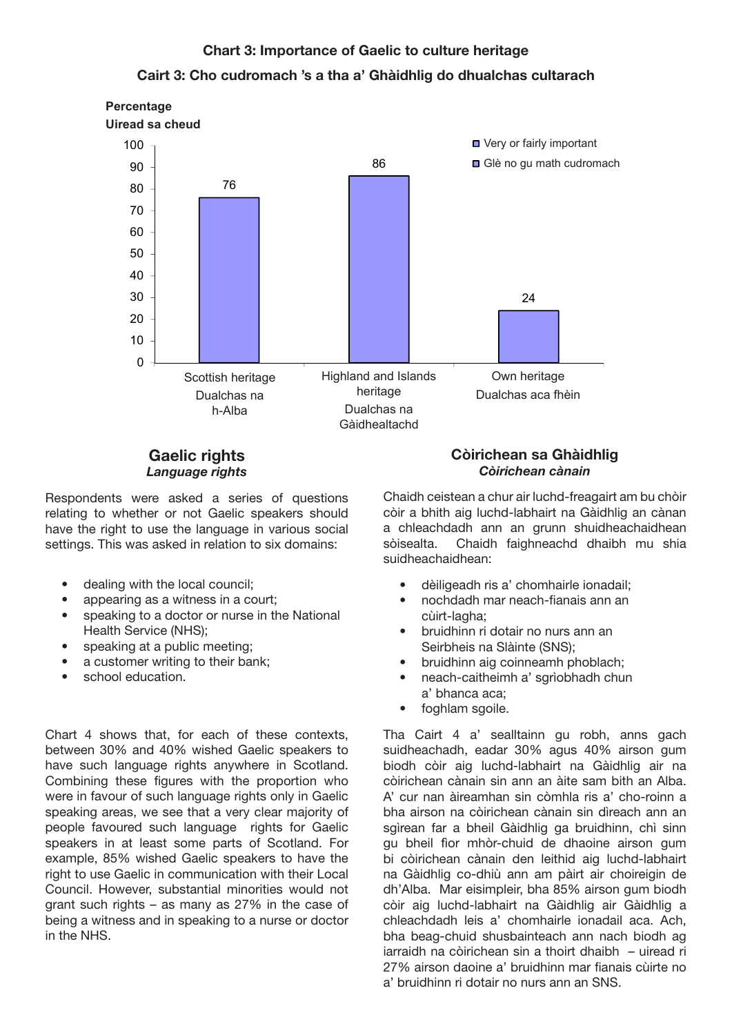**Chart 3: Importance of Gaelic to culture heritage**

**Cairt 3: Cho cudromach 's a tha a' Ghàidhlig do dhualchas cultarach**

| Percentage / Uiread sa cheud | Very or fairly important / Glè no gu math cudromach |
|---|---|
| Scottish heritage / Dualchas na h-Alba | 76 |
| Highland and Islands heritage / Dualchas na Gàidhealtachd | 86 |
| Own heritage / Dualchas aca fhèin | 24 |

## Gaelic rights

***Language rights***

Respondents were asked a series of questions relating to whether or not Gaelic speakers should have the right to use the language in various social settings. This was asked in relation to six domains:

- dealing with the local council;
- appearing as a witness in a court;
- speaking to a doctor or nurse in the National Health Service (NHS);
- speaking at a public meeting;
- a customer writing to their bank;
- school education.

Chart 4 shows that, for each of these contexts, between 30% and 40% wished Gaelic speakers to have such language rights anywhere in Scotland. Combining these figures with the proportion who were in favour of such language rights only in Gaelic speaking areas, we see that a very clear majority of people favoured such language rights for Gaelic speakers in at least some parts of Scotland. For example, 85% wished Gaelic speakers to have the right to use Gaelic in communication with their Local Council. However, substantial minorities would not grant such rights – as many as 27% in the case of being a witness and in speaking to a nurse or doctor in the NHS.

## Còirichean sa Ghàidhlig

***Còirichean cànain***

Chaidh ceistean a chur air luchd-freagairt am bu chòir còir a bhith aig luchd-labhairt na Gàidhlig an cànan a chleachdadh ann an grunn shuidheachaidhean sòisealta. Chaidh faighneachd dhaibh mu shia suidheachaidhean:

- dèiligeadh ris a' chomhairle ionadail;
- nochdadh mar neach-fianais ann an cùirt-lagha;
- bruidhinn ri dotair no nurs ann an Seirbheis na Slàinte (SNS);
- bruidhinn aig coinneamh phoblach;
- neach-caitheimh a' sgrìobhadh chun a' bhanca aca;
- foghlam sgoile.

Tha Cairt 4 a' sealltainn gu robh, anns gach suidheachadh, eadar 30% agus 40% airson gum biodh còir aig luchd-labhairt na Gàidhlig air na còirichean cànain sin ann an àite sam bith an Alba. A' cur nan àireamhan sin còmhla ris a' cho-roinn a bha airson na còirichean cànain sin dìreach ann an sgìrean far a bheil Gàidhlig ga bruidhinn, chì sinn gu bheil fìor mhòr-chuid de dhaoine airson gum bi còirichean cànain den leithid aig luchd-labhairt na Gàidhlig co-dhiù ann am pàirt air choireigin de dh'Alba. Mar eisimpleir, bha 85% airson gum biodh còir aig luchd-labhairt na Gàidhlig air Gàidhlig a chleachdadh leis a' chomhairle ionadail aca. Ach, bha beag-chuid shusbainteach ann nach biodh ag iarraidh na còirichean sin a thoirt dhaibh – uiread ri 27% airson daoine a' bruidhinn mar fianais cùirte no a' bruidhinn ri dotair no nurs ann an SNS.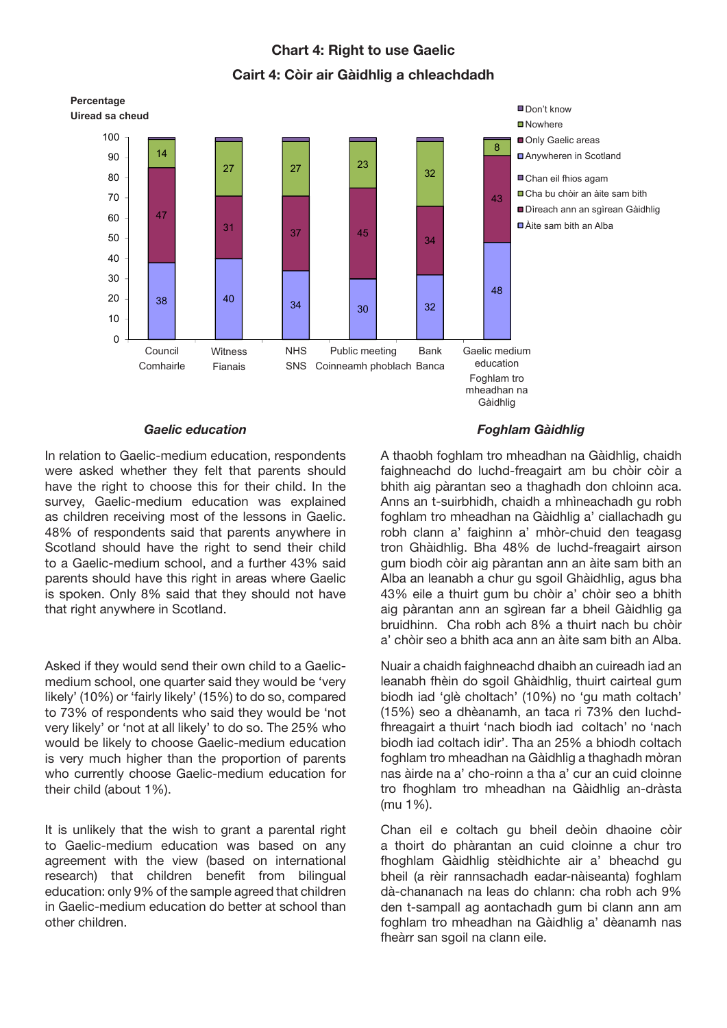**Chart 4: Right to use Gaelic**

**Cairt 4: Còir air Gàidhlig a chleachdadh**

Percentage / Uiread sa cheud

| | Council / Comhairle | Witness / Fianais | NHS / SNS | Public meeting / Coinneamh phoblach | Bank / Banca | Gaelic medium education / Foghlam tro mheadhan na Gàidhlig |
|---|---|---|---|---|---|---|
| Anywhere in Scotland / Àite sam bith an Alba | 38 | 40 | 34 | 30 | 32 | 48 |
| Only Gaelic areas / Dìreach ann an sgìrean Gàidhlig | 47 | 31 | 37 | 45 | 34 | 43 |
| Nowhere / Cha bu chòir an àite sam bith | 14 | 27 | 27 | 23 | 32 | 8 |
| Don't know / Chan eil fhios agam | | | | | | |

### *Gaelic education*

In relation to Gaelic-medium education, respondents were asked whether they felt that parents should have the right to choose this for their child. In the survey, Gaelic-medium education was explained as children receiving most of the lessons in Gaelic. 48% of respondents said that parents anywhere in Scotland should have the right to send their child to a Gaelic-medium school, and a further 43% said parents should have this right in areas where Gaelic is spoken. Only 8% said that they should not have that right anywhere in Scotland.

Asked if they would send their own child to a Gaelic-medium school, one quarter said they would be 'very likely' (10%) or 'fairly likely' (15%) to do so, compared to 73% of respondents who said they would be 'not very likely' or 'not at all likely' to do so. The 25% who would be likely to choose Gaelic-medium education is very much higher than the proportion of parents who currently choose Gaelic-medium education for their child (about 1%).

It is unlikely that the wish to grant a parental right to Gaelic-medium education was based on any agreement with the view (based on international research) that children benefit from bilingual education: only 9% of the sample agreed that children in Gaelic-medium education do better at school than other children.

### *Foghlam Gàidhlig*

A thaobh foghlam tro mheadhan na Gàidhlig, chaidh faighneachd do luchd-freagairt am bu chòir còir a bhith aig pàrantan seo a thaghadh don chloinn aca. Anns an t-suirbhidh, chaidh a mhìneachadh gu robh foghlam tro mheadhan na Gàidhlig a' ciallachadh gu robh clann a' faighinn a' mhòr-chuid den teagasg tron Ghàidhlig. Bha 48% de luchd-freagairt airson gum biodh còir aig pàrantan ann an àite sam bith an Alba an leanabh a chur gu sgoil Ghàidhlig, agus bha 43% eile a thuirt gum bu chòir a' chòir seo a bhith aig pàrantan ann an sgìrean far a bheil Gàidhlig ga bruidhinn. Cha robh ach 8% a thuirt nach bu chòir a' chòir seo a bhith aca ann an àite sam bith an Alba.

Nuair a chaidh faighneachd dhaibh an cuireadh iad an leanabh fhèin do sgoil Ghàidhlig, thuirt cairteal gum biodh iad 'glè choltach' (10%) no 'gu math coltach' (15%) seo a dhèanamh, an taca ri 73% den luchd-fhreagairt a thuirt 'nach biodh iad coltach' no 'nach biodh iad coltach idir'. Tha an 25% a bhiodh coltach foghlam tro mheadhan na Gàidhlig a thaghadh mòran nas àirde na a' cho-roinn a tha a' cur an cuid cloinne tro fhoghlam tro mheadhan na Gàidhlig an-dràsta (mu 1%).

Chan eil e coltach gu bheil deòin dhaoine còir a thoirt do phàrantan an cuid cloinne a chur tro fhoghlam Gàidhlig stèidhichte air a' bheachd gu bheil (a rèir rannsachadh eadar-nàiseanta) foghlam dà-chananach na leas do chlann: cha robh ach 9% den t-sampall ag aontachadh gum bi clann ann am foghlam tro mheadhan na Gàidhlig a' dèanamh nas fheàrr san sgoil na clann eile.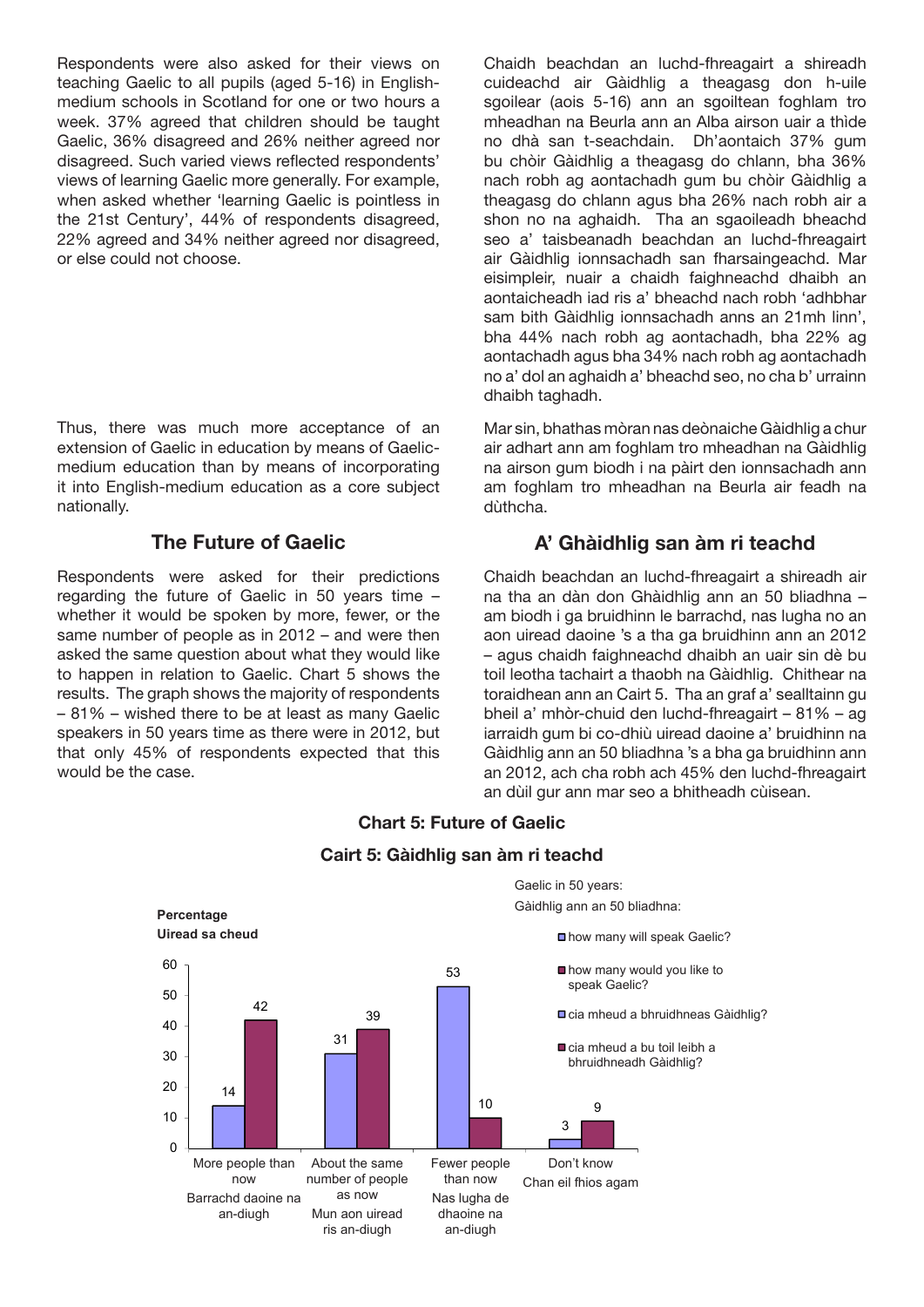Respondents were also asked for their views on teaching Gaelic to all pupils (aged 5-16) in English-medium schools in Scotland for one or two hours a week. 37% agreed that children should be taught Gaelic, 36% disagreed and 26% neither agreed nor disagreed. Such varied views reflected respondents' views of learning Gaelic more generally. For example, when asked whether 'learning Gaelic is pointless in the 21st Century', 44% of respondents disagreed, 22% agreed and 34% neither agreed nor disagreed, or else could not choose.

Chaidh beachdan an luchd-fhreagairt a shireadh cuideachd air Gàidhlig a theagasg don h-uile sgoilear (aois 5-16) ann an sgoiltean foghlam tro mheadhan na Beurla ann an Alba airson uair a thìde no dhà san t-seachdain. Dh'aontaich 37% gum bu chòir Gàidhlig a theagasg do chlann, bha 36% nach robh ag aontachadh gum bu chòir Gàidhlig a theagasg do chlann agus bha 26% nach robh air a shon no na aghaidh. Tha an sgaoileadh bheachd seo a' taisbeanadh beachdan an luchd-fhreagairt air Gàidhlig ionnsachadh san fharsaingeachd. Mar eisimpleir, nuair a chaidh faighneachd dhaibh an aontaicheadh iad ris a' bheachd nach robh 'adhbhar sam bith Gàidhlig ionnsachadh anns an 21mh linn', bha 44% nach robh ag aontachadh, bha 22% ag aontachadh agus bha 34% nach robh ag aontachadh no a' dol an aghaidh a' bheachd seo, no cha b' urrainn dhaibh taghadh.

Thus, there was much more acceptance of an extension of Gaelic in education by means of Gaelic-medium education than by means of incorporating it into English-medium education as a core subject nationally.

Mar sin, bhathas mòran nas deònaiche Gàidhlig a chur air adhart ann am foghlam tro mheadhan na Gàidhlig na airson gum biodh i na pàirt den ionnsachadh ann am foghlam tro mheadhan na Beurla air feadh na dùthcha.

## The Future of Gaelic

Respondents were asked for their predictions regarding the future of Gaelic in 50 years time – whether it would be spoken by more, fewer, or the same number of people as in 2012 – and were then asked the same question about what they would like to happen in relation to Gaelic. Chart 5 shows the results. The graph shows the majority of respondents – 81% – wished there to be at least as many Gaelic speakers in 50 years time as there were in 2012, but that only 45% of respondents expected that this would be the case.

## A' Ghàidhlig san àm ri teachd

Chaidh beachdan an luchd-fhreagairt a shireadh air na tha an dàn don Ghàidhlig ann an 50 bliadhna – am biodh i ga bruidhinn le barrachd, nas lugha no an aon uiread daoine 's a tha ga bruidhinn ann an 2012 – agus chaidh faighneachd dhaibh an uair sin dè bu toil leotha tachairt a thaobh na Gàidhlig. Chithear na toraidhean ann an Cairt 5. Tha an graf a' sealltainn gu bheil a' mhòr-chuid den luchd-fhreagairt – 81% – ag iarraidh gum bi co-dhiù uiread daoine a' bruidhinn na Gàidhlig ann an 50 bliadhna 's a bha ga bruidhinn ann an 2012, ach cha robh ach 45% den luchd-fhreagairt an dùil gur ann mar seo a bhitheadh cùisean.

**Chart 5: Future of Gaelic**

**Cairt 5: Gàidhlig san àm ri teachd**

Percentage / Uiread sa cheud — Gaelic in 50 years: / Gàidhlig ann an 50 bliadhna:

| | how many will speak Gaelic? / cia mheud a bhruidhneas Gàidhlig? | how many would you like to speak Gaelic? / cia mheud a bu toil leibh a bhruidhneadh Gàidhlig? |
|---|---|---|
| More people than now / Barrachd daoine na an-diugh | 14 | 42 |
| About the same number of people as now / Mun aon uiread ris an-diugh | 31 | 39 |
| Fewer people than now / Nas lugha de dhaoine na an-diugh | 53 | 10 |
| Don't know / Chan eil fhios agam | 3 | 9 |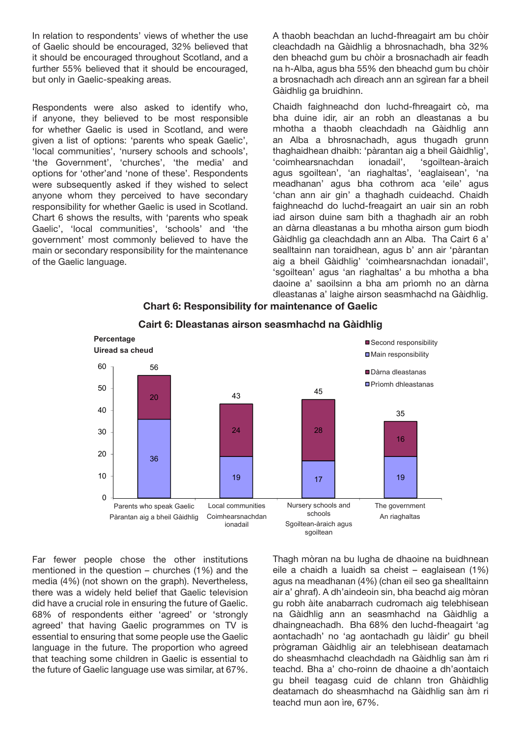In relation to respondents' views of whether the use of Gaelic should be encouraged, 32% believed that it should be encouraged throughout Scotland, and a further 55% believed that it should be encouraged, but only in Gaelic-speaking areas.

Respondents were also asked to identify who, if anyone, they believed to be most responsible for whether Gaelic is used in Scotland, and were given a list of options: 'parents who speak Gaelic', 'local communities', 'nursery schools and schools', 'the Government', 'churches', 'the media' and options for 'other'and 'none of these'. Respondents were subsequently asked if they wished to select anyone whom they perceived to have secondary responsibility for whether Gaelic is used in Scotland. Chart 6 shows the results, with 'parents who speak Gaelic', 'local communities', 'schools' and 'the government' most commonly believed to have the main or secondary responsibility for the maintenance of the Gaelic language.

A thaobh beachdan an luchd-fhreagairt am bu chòir cleachdadh na Gàidhlig a bhrosnachadh, bha 32% den bheachd gum bu chòir a brosnachadh air feadh na h-Alba, agus bha 55% den bheachd gum bu chòir a brosnachadh ach dìreach ann an sgìrean far a bheil Gàidhlig ga bruidhinn.

Chaidh faighneachd don luchd-fhreagairt cò, ma bha duine idir, air an robh an dleastanas a bu mhotha a thaobh cleachdadh na Gàidhlig ann an Alba a bhrosnachadh, agus thugadh air grunn thaghaidhean dhaibh: 'pàrantan aig a bheil Gàidhlig', 'coimhearsnachdan ionadail', 'sgoiltean-àraich agus sgoiltean', 'an riaghaltas', 'eaglaisean', 'na meadhanan' agus bha cothrom aca 'eile' agus 'chan ann air gin' a thaghadh cuideachd. Chaidh faighneachd do luchd-freagairt an uair sin an robh iad airson duine sam bith a thaghadh air an robh an dàrna dleastanas a bu mhotha airson gum biodh Gàidhlig ga cleachdadh ann an Alba. Tha Cairt 6 a' sealltainn nan toraidhean, agus b' ann air 'pàrantan aig a bheil Gàidhlig' 'coimhearsnachdan ionadail', 'sgoiltean' agus 'an riaghaltas' a bu mhotha a bha daoine a' saoilsinn a bha am prìomh no an dàrna dleastanas a' laighe airson seasmhachd na Gàidhlig.

**Chart 6: Responsibility for maintenance of Gaelic**

**Cairt 6: Dleastanas airson seasmhachd na Gàidhlig**

Percentage / Uiread sa cheud

| | Main responsibility / Prìomh dhleastanas | Second responsibility / Dàrna dleastanas | Total |
|---|---|---|---|
| Parents who speak Gaelic / Pàrantan aig a bheil Gàidhlig | 36 | 20 | 56 |
| Local communities / Coimhearsnachdan ionadail | 19 | 24 | 43 |
| Nursery schools and schools / Sgoiltean-àraich agus sgoiltean | 17 | 28 | 45 |
| The government / An riaghaltas | 19 | 16 | 35 |

Far fewer people chose the other institutions mentioned in the question – churches (1%) and the media (4%) (not shown on the graph). Nevertheless, there was a widely held belief that Gaelic television did have a crucial role in ensuring the future of Gaelic. 68% of respondents either 'agreed' or 'strongly agreed' that having Gaelic programmes on TV is essential to ensuring that some people use the Gaelic language in the future. The proportion who agreed that teaching some children in Gaelic is essential to the future of Gaelic language use was similar, at 67%.

Thagh mòran na bu lugha de dhaoine na buidhnean eile a chaidh a luaidh sa cheist – eaglaisean (1%) agus na meadhanan (4%) (chan eil seo ga shealltainn air a' ghraf). A dh'aindeoin sin, bha beachd aig mòran gu robh àite anabarrach cudromach aig telebhisean na Gàidhlig ann an seasmhachd na Gàidhlig a dhaingneachadh. Bha 68% den luchd-fheagairt 'ag aontachadh' no 'ag aontachadh gu làidir' gu bheil prògraman Gàidhlig air an telebhisean deatamach do sheasmhachd cleachdadh na Gàidhlig san àm ri teachd. Bha a' cho-roinn de dhaoine a dh'aontaich gu bheil teagasg cuid de chlann tron Ghàidhlig deatamach do sheasmhachd na Gàidhlig san àm ri teachd mun aon ìre, 67%.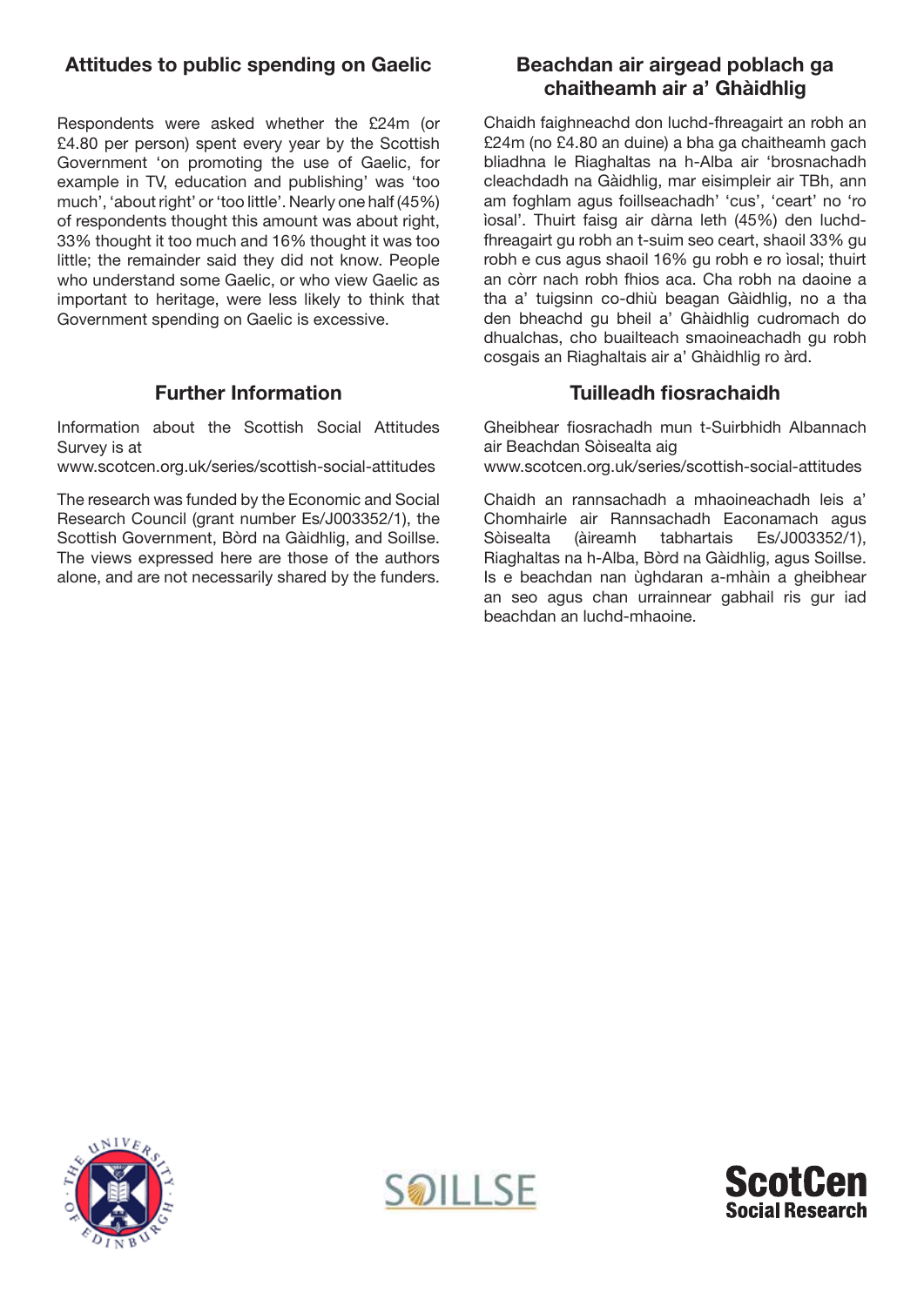## Attitudes to public spending on Gaelic

Respondents were asked whether the £24m (or £4.80 per person) spent every year by the Scottish Government 'on promoting the use of Gaelic, for example in TV, education and publishing' was 'too much', 'about right' or 'too little'. Nearly one half (45%) of respondents thought this amount was about right, 33% thought it too much and 16% thought it was too little; the remainder said they did not know. People who understand some Gaelic, or who view Gaelic as important to heritage, were less likely to think that Government spending on Gaelic is excessive.

## Further Information

Information about the Scottish Social Attitudes Survey is at www.scotcen.org.uk/series/scottish-social-attitudes

The research was funded by the Economic and Social Research Council (grant number Es/J003352/1), the Scottish Government, Bòrd na Gàidhlig, and Soillse. The views expressed here are those of the authors alone, and are not necessarily shared by the funders.

## Beachdan air airgead poblach ga chaitheamh air a' Ghàidhlig

Chaidh faighneachd don luchd-fhreagairt an robh an £24m (no £4.80 an duine) a bha ga chaitheamh gach bliadhna le Riaghaltas na h-Alba air 'brosnachadh cleachdadh na Gàidhlig, mar eisimpleir air TBh, ann am foghlam agus foillseachadh' 'cus', 'ceart' no 'ro ìosal'. Thuirt faisg air dàrna leth (45%) den luchd-fhreagairt gu robh an t-suim seo ceart, shaoil 33% gu robh e cus agus shaoil 16% gu robh e ro ìosal; thuirt an còrr nach robh fhios aca. Cha robh na daoine a tha a' tuigsinn co-dhiù beagan Gàidhlig, no a tha den bheachd gu bheil a' Ghàidhlig cudromach do dhualchas, cho buailteach smaoineachadh gu robh cosgais an Riaghaltais air a' Ghàidhlig ro àrd.

## Tuilleadh fiosrachaidh

Gheibhear fiosrachadh mun t-Suirbhidh Albannach air Beachdan Sòisealta aig www.scotcen.org.uk/series/scottish-social-attitudes

Chaidh an rannsachadh a mhaoineachadh leis a' Chomhairle air Rannsachadh Eaconamach agus Sòisealta (àireamh tabhartais Es/J003352/1), Riaghaltas na h-Alba, Bòrd na Gàidhlig, agus Soillse. Is e beachdan nan ùghdaran a-mhàin a gheibhear an seo agus chan urrainnear gabhail ris gur iad beachdan an luchd-mhaoine.